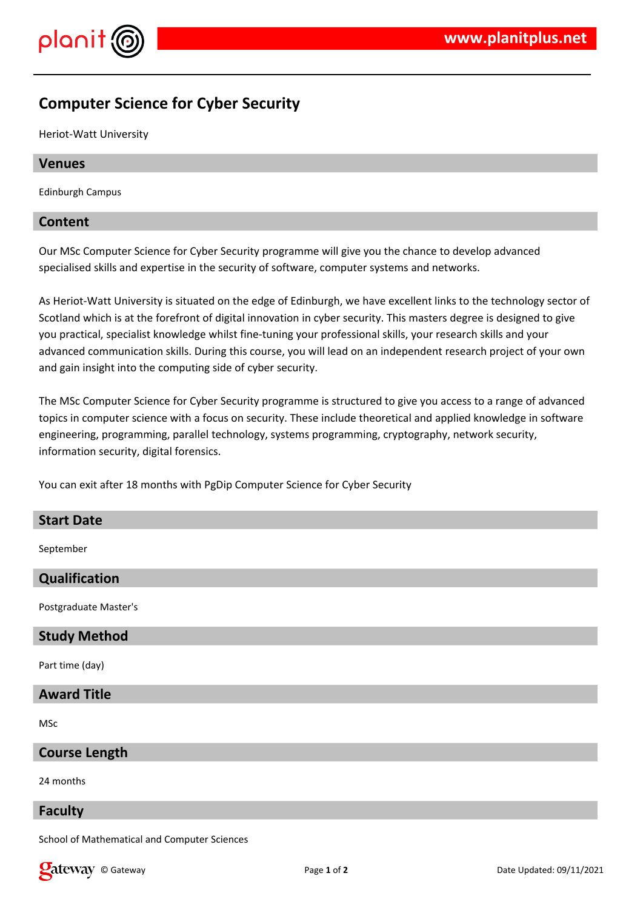# Computer Science for Cyber Security

Heriot-Watt University

## Venues

Edinburgh Campus

## Content

Our MSc Computer Science for Cyber Security programme will give you the chance to develop advanced specialised skills and expertise in the security of software, computer systems and networks.

As Heriot-Watt University is situated on the edge of Edinburgh, we have excellent links to the technology sector of Scotland which is at the forefront of digital innovation in cyber security. This masters degree is designed to give you practical, specialist knowledge whilst fine-tuning your professional skills, your research skills and your advanced communication skills. During this course, you will lead on an independent research project of your own and gain insight into the computing side of cyber security.

The MSc Computer Science for Cyber Security programme is structured to give you access to a range of advanced topics in computer science with a focus on security. These include theoretical and applied knowledge in software engineering, programming, parallel technology, systems programming, cryptography, network security, information security, digital forensics.

You can exit after 18 months with PgDip Computer Science for Cyber Security

## Start Date

September

## Qualification

Postgraduate Master's

## Study Method

Part time (day)

## Award Title

MSc

## Course Length

24 months

## Faculty

School of Mathematical and Computer Sciences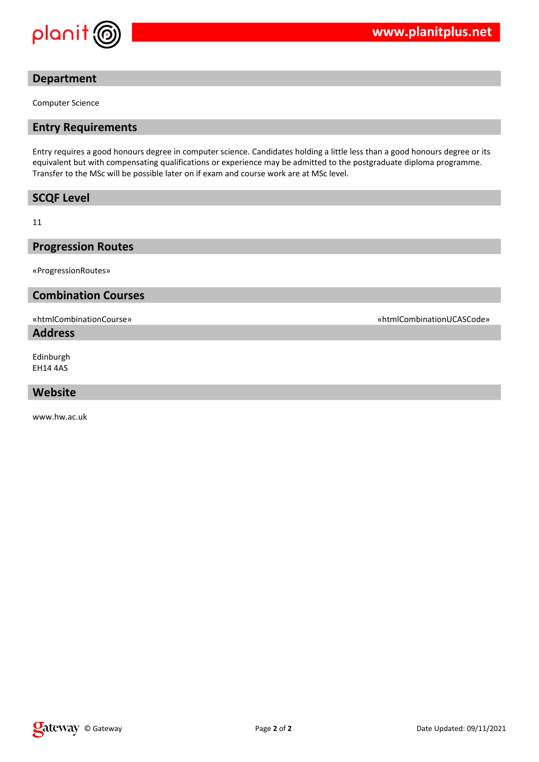## Department

Computer Science

## Entry Requirements

Entry requires a good honours degree in computer science. Candidates holding a little less than a good honours degree or its equivalent but with compensating qualifications or experience may be admitted to the postgraduate diploma programme. Transfer to the MSc will be possible later on if exam and course work are at MSc level.

## SCQF Level

11

## Progression Routes

«ProgressionRoutes»

## Combination Courses

| | |
|---|---|
| «htmlCombinationCourse» | «htmlCombinationUCASCode» |

## Address

Edinburgh
EH14 4AS

## Website

www.hw.ac.uk